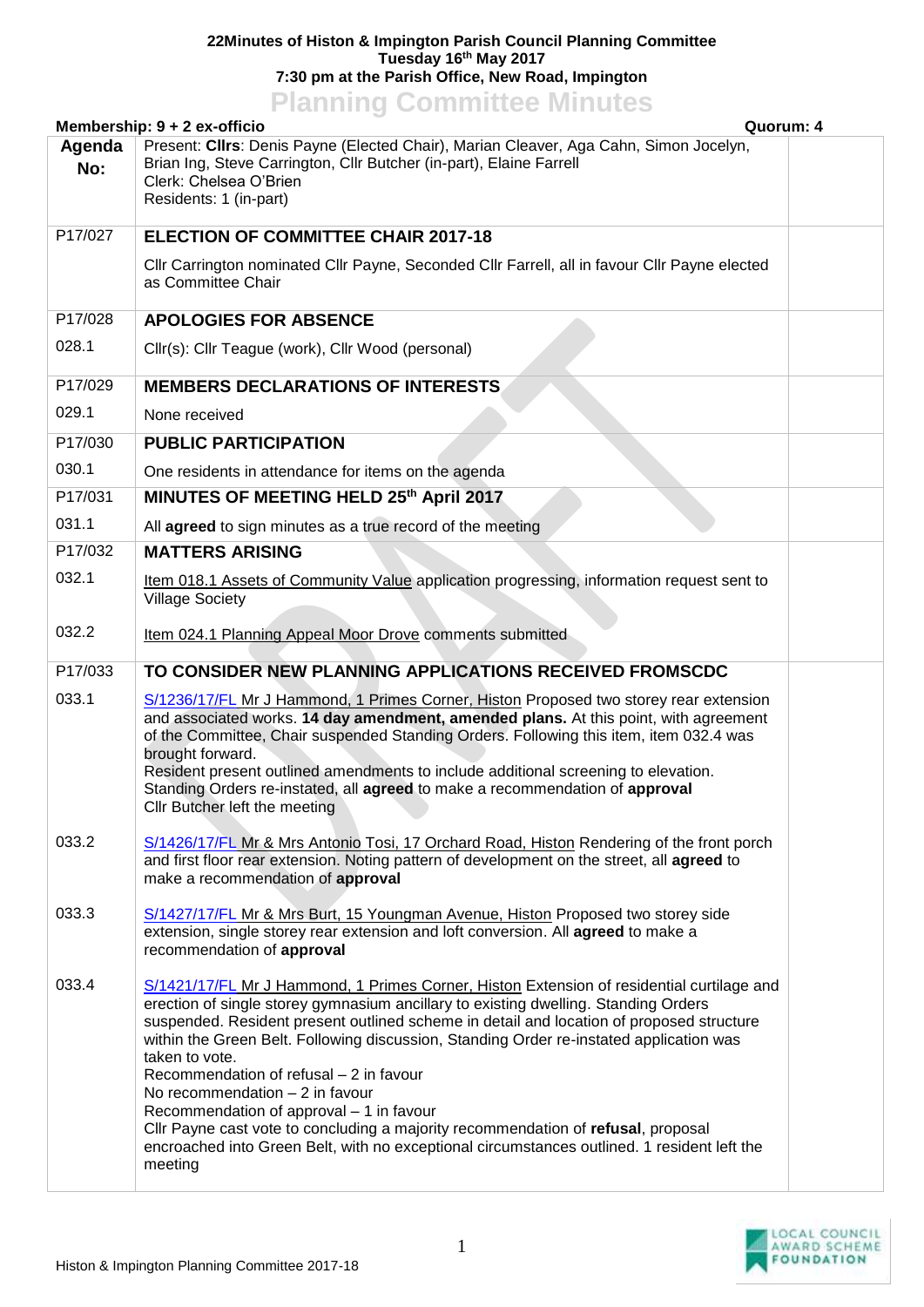# 22Minutes of Histon & Impington Parish Council Planning Committee
## Tuesday 16th May 2017
## 7:30 pm at the Parish Office, New Road, Impington

# Planning Committee Minutes

**Membership: 9 + 2 ex-officio** **Quorum: 4**

| Agenda No: | Present: **Cllrs**: Denis Payne (Elected Chair), Marian Cleaver, Aga Cahn, Simon Jocelyn, Brian Ing, Steve Carrington, Cllr Butcher (in-part), Elaine Farrell<br>Clerk: Chelsea O'Brien<br>Residents: 1 (in-part) | |
|---|---|---|
| P17/027 | **ELECTION OF COMMITTEE CHAIR 2017-18**<br>Cllr Carrington nominated Cllr Payne, Seconded Cllr Farrell, all in favour Cllr Payne elected as Committee Chair | |
| P17/028 | **APOLOGIES FOR ABSENCE** | |
| 028.1 | Cllr(s): Cllr Teague (work), Cllr Wood (personal) | |
| P17/029 | **MEMBERS DECLARATIONS OF INTERESTS** | |
| 029.1 | None received | |
| P17/030 | **PUBLIC PARTICIPATION** | |
| 030.1 | One residents in attendance for items on the agenda | |
| P17/031 | **MINUTES OF MEETING HELD 25th April 2017** | |
| 031.1 | All **agreed** to sign minutes as a true record of the meeting | |
| P17/032 | **MATTERS ARISING** | |
| 032.1 | Item 018.1 Assets of Community Value application progressing, information request sent to Village Society | |
| 032.2 | Item 024.1 Planning Appeal Moor Drove comments submitted | |
| P17/033 | **TO CONSIDER NEW PLANNING APPLICATIONS RECEIVED FROMSCDC** | |
| 033.1 | S/1236/17/FL Mr J Hammond, 1 Primes Corner, Histon Proposed two storey rear extension and associated works. **14 day amendment, amended plans.** At this point, with agreement of the Committee, Chair suspended Standing Orders. Following this item, item 032.4 was brought forward.<br>Resident present outlined amendments to include additional screening to elevation.<br>Standing Orders re-instated, all **agreed** to make a recommendation of **approval**<br>Cllr Butcher left the meeting | |
| 033.2 | S/1426/17/FL Mr & Mrs Antonio Tosi, 17 Orchard Road, Histon Rendering of the front porch and first floor rear extension. Noting pattern of development on the street, all **agreed** to make a recommendation of **approval** | |
| 033.3 | S/1427/17/FL Mr & Mrs Burt, 15 Youngman Avenue, Histon Proposed two storey side extension, single storey rear extension and loft conversion. All **agreed** to make a recommendation of **approval** | |
| 033.4 | S/1421/17/FL Mr J Hammond, 1 Primes Corner, Histon Extension of residential curtilage and erection of single storey gymnasium ancillary to existing dwelling. Standing Orders suspended. Resident present outlined scheme in detail and location of proposed structure within the Green Belt. Following discussion, Standing Order re-instated application was taken to vote.<br>Recommendation of refusal – 2 in favour<br>No recommendation – 2 in favour<br>Recommendation of approval – 1 in favour<br>Cllr Payne cast vote to concluding a majority recommendation of **refusal**, proposal encroached into Green Belt, with no exceptional circumstances outlined. 1 resident left the meeting | |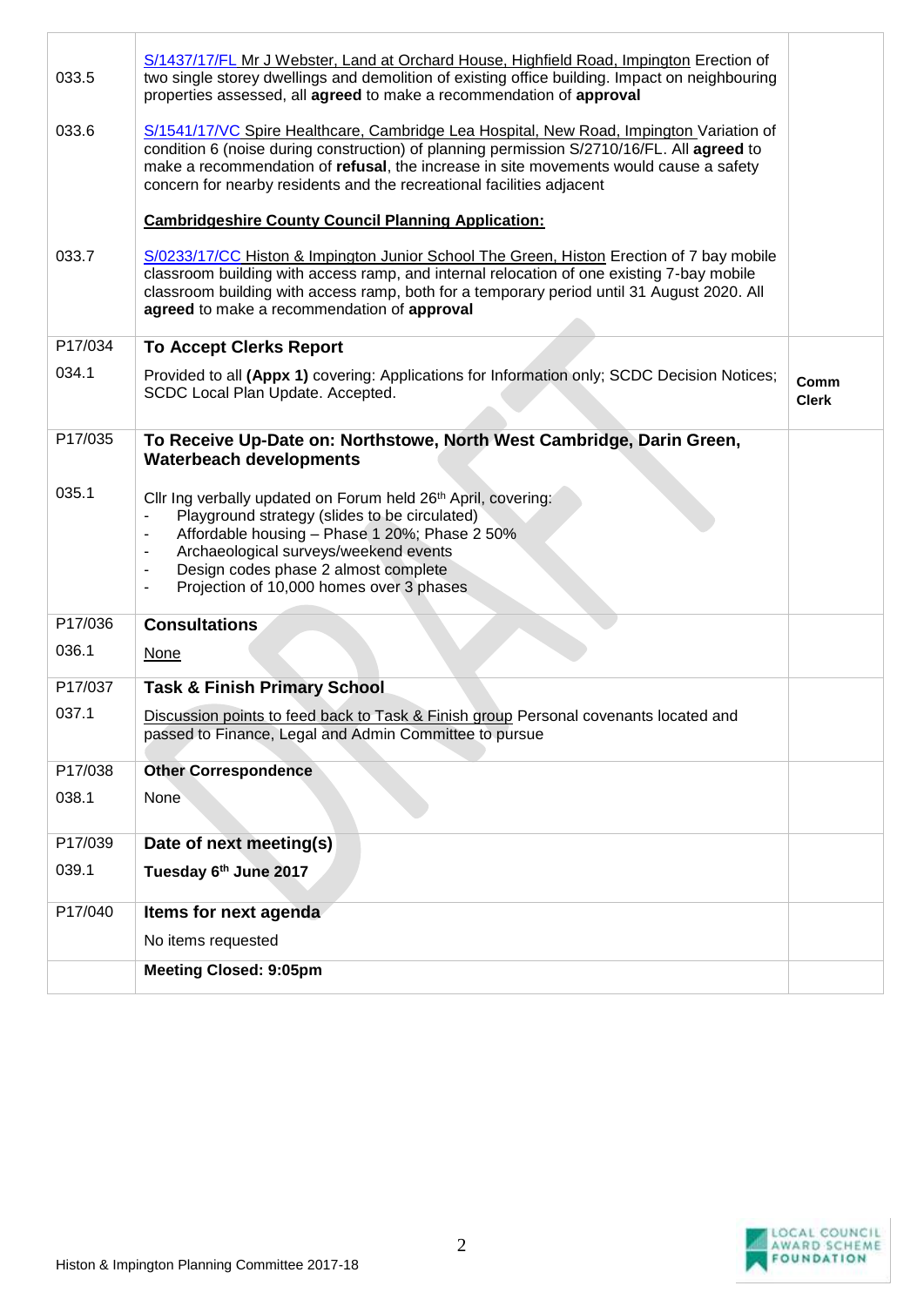| | | |
|---|---|---|
| 033.5 | S/1437/17/FL Mr J Webster, Land at Orchard House, Highfield Road, Impington Erection of two single storey dwellings and demolition of existing office building. Impact on neighbouring properties assessed, all **agreed** to make a recommendation of **approval** | |
| 033.6 | S/1541/17/VC Spire Healthcare, Cambridge Lea Hospital, New Road, Impington Variation of condition 6 (noise during construction) of planning permission S/2710/16/FL. All **agreed** to make a recommendation of **refusal**, the increase in site movements would cause a safety concern for nearby residents and the recreational facilities adjacent | |
| | **Cambridgeshire County Council Planning Application:** | |
| 033.7 | S/0233/17/CC Histon & Impington Junior School The Green, Histon Erection of 7 bay mobile classroom building with access ramp, and internal relocation of one existing 7-bay mobile classroom building with access ramp, both for a temporary period until 31 August 2020. All **agreed** to make a recommendation of **approval** | |
| P17/034 | **To Accept Clerks Report** | |
| 034.1 | Provided to all **(Appx 1)** covering: Applications for Information only; SCDC Decision Notices; SCDC Local Plan Update. Accepted. | **Comm Clerk** |
| P17/035 | **To Receive Up-Date on: Northstowe, North West Cambridge, Darin Green, Waterbeach developments** | |
| 035.1 | Cllr Ing verbally updated on Forum held 26th April, covering:<br>- Playground strategy (slides to be circulated)<br>- Affordable housing – Phase 1 20%; Phase 2 50%<br>- Archaeological surveys/weekend events<br>- Design codes phase 2 almost complete<br>- Projection of 10,000 homes over 3 phases | |
| P17/036 | **Consultations** | |
| 036.1 | None | |
| P17/037 | **Task & Finish Primary School** | |
| 037.1 | Discussion points to feed back to Task & Finish group Personal covenants located and passed to Finance, Legal and Admin Committee to pursue | |
| P17/038 | **Other Correspondence** | |
| 038.1 | None | |
| P17/039 | **Date of next meeting(s)** | |
| 039.1 | **Tuesday 6th June 2017** | |
| P17/040 | **Items for next agenda** | |
| | No items requested | |
| | **Meeting Closed: 9:05pm** | |